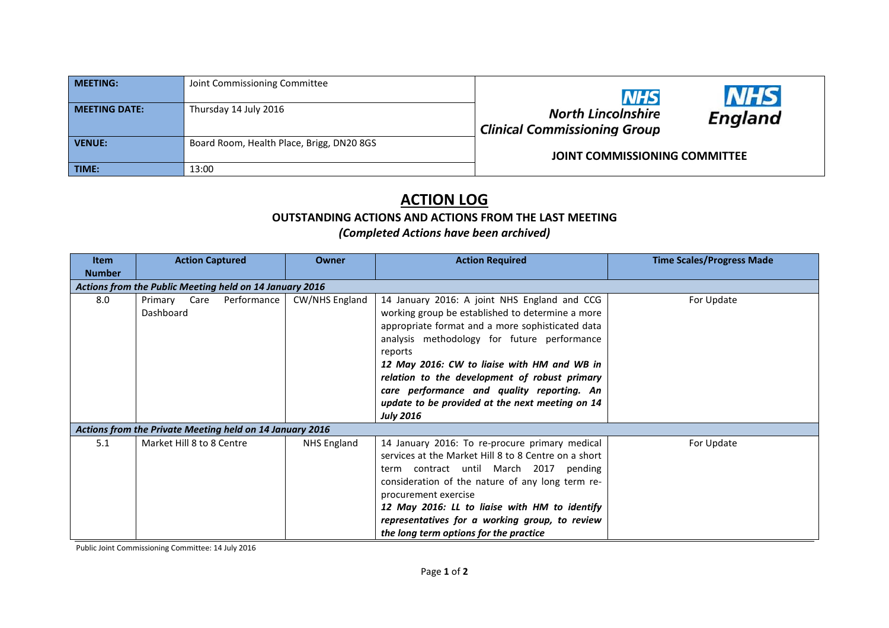| MEETING: | Joint Commissioning Committee |
|---|---|
| MEETING DATE: | Thursday 14 July 2016 |
| VENUE: | Board Room, Health Place, Brigg, DN20 8GS |
| TIME: | 13:00 |

NHS North Lincolnshire Clinical Commissioning Group

NHS England

JOINT COMMISSIONING COMMITTEE

# ACTION LOG

## OUTSTANDING ACTIONS AND ACTIONS FROM THE LAST MEETING

***(Completed Actions have been archived)***

| Item Number | Action Captured | Owner | Action Required | Time Scales/Progress Made |
|---|---|---|---|---|
| ***Actions from the Public Meeting held on 14 January 2016*** | | | | |
| 8.0 | Primary Care Performance Dashboard | CW/NHS England | 14 January 2016: A joint NHS England and CCG working group be established to determine a more appropriate format and a more sophisticated data analysis methodology for future performance reports<br>***12 May 2016: CW to liaise with HM and WB in relation to the development of robust primary care performance and quality reporting. An update to be provided at the next meeting on 14 July 2016*** | For Update |
| ***Actions from the Private Meeting held on 14 January 2016*** | | | | |
| 5.1 | Market Hill 8 to 8 Centre | NHS England | 14 January 2016: To re-procure primary medical services at the Market Hill 8 to 8 Centre on a short term contract until March 2017 pending consideration of the nature of any long term re-procurement exercise<br>***12 May 2016: LL to liaise with HM to identify representatives for a working group, to review the long term options for the practice*** | For Update |

Public Joint Commissioning Committee: 14 July 2016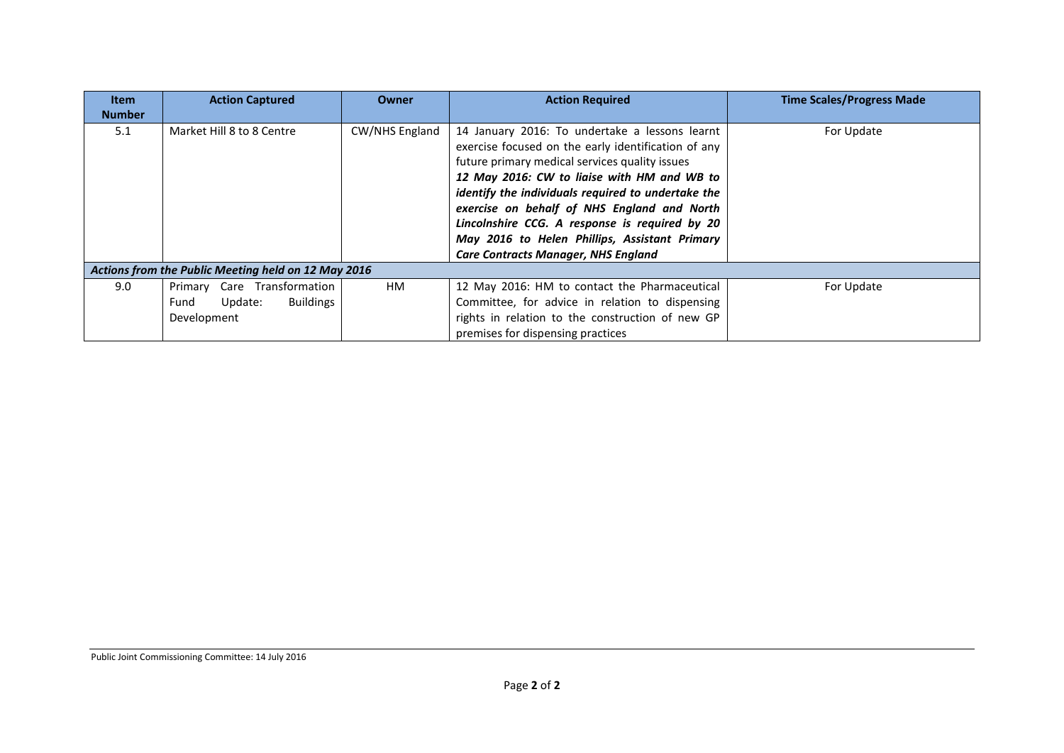| Item Number | Action Captured | Owner | Action Required | Time Scales/Progress Made |
|---|---|---|---|---|
| 5.1 | Market Hill 8 to 8 Centre | CW/NHS England | 14 January 2016: To undertake a lessons learnt exercise focused on the early identification of any future primary medical services quality issues ***12 May 2016: CW to liaise with HM and WB to identify the individuals required to undertake the exercise on behalf of NHS England and North Lincolnshire CCG. A response is required by 20 May 2016 to Helen Phillips, Assistant Primary Care Contracts Manager, NHS England*** | For Update |
| ***Actions from the Public Meeting held on 12 May 2016*** | | | | |
| 9.0 | Primary Care Transformation Fund Update: Buildings Development | HM | 12 May 2016: HM to contact the Pharmaceutical Committee, for advice in relation to dispensing rights in relation to the construction of new GP premises for dispensing practices | For Update |

Public Joint Commissioning Committee: 14 July 2016